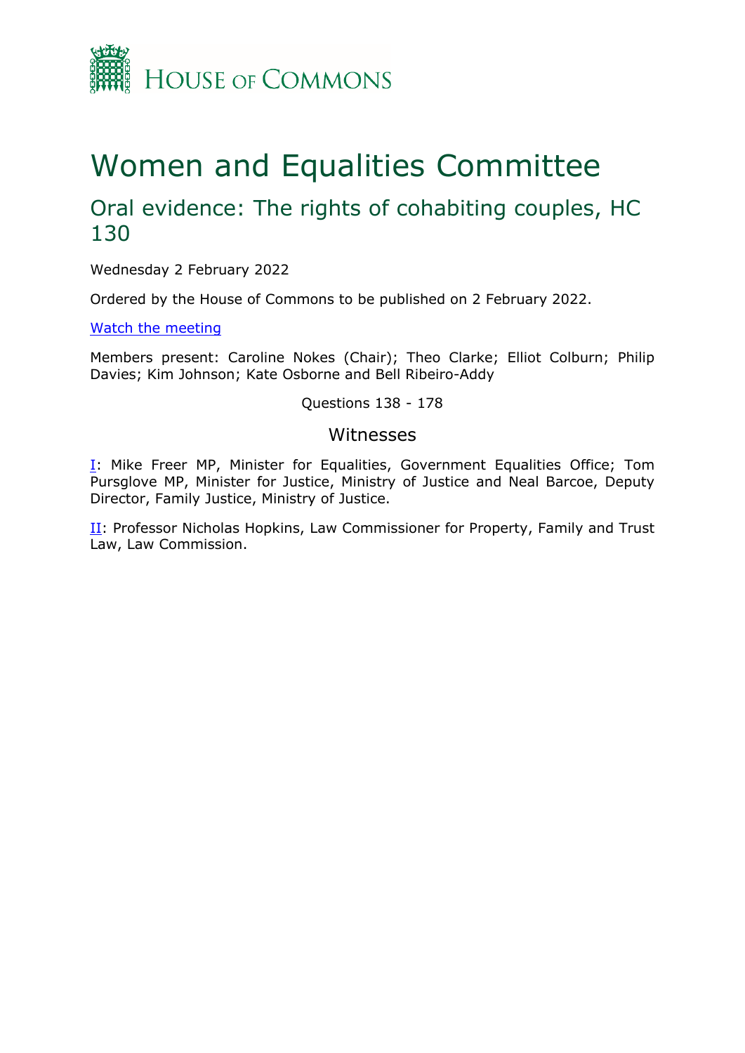HOUSE OF COMMONS

# Women and Equalities Committee

## Oral evidence: The rights of cohabiting couples, HC 130

Wednesday 2 February 2022

Ordered by the House of Commons to be published on 2 February 2022.

[Watch the meeting]

Members present: Caroline Nokes (Chair); Theo Clarke; Elliot Colburn; Philip Davies; Kim Johnson; Kate Osborne and Bell Ribeiro-Addy

Questions 138 - 178

### Witnesses

[I]: Mike Freer MP, Minister for Equalities, Government Equalities Office; Tom Pursglove MP, Minister for Justice, Ministry of Justice and Neal Barcoe, Deputy Director, Family Justice, Ministry of Justice.

[II]: Professor Nicholas Hopkins, Law Commissioner for Property, Family and Trust Law, Law Commission.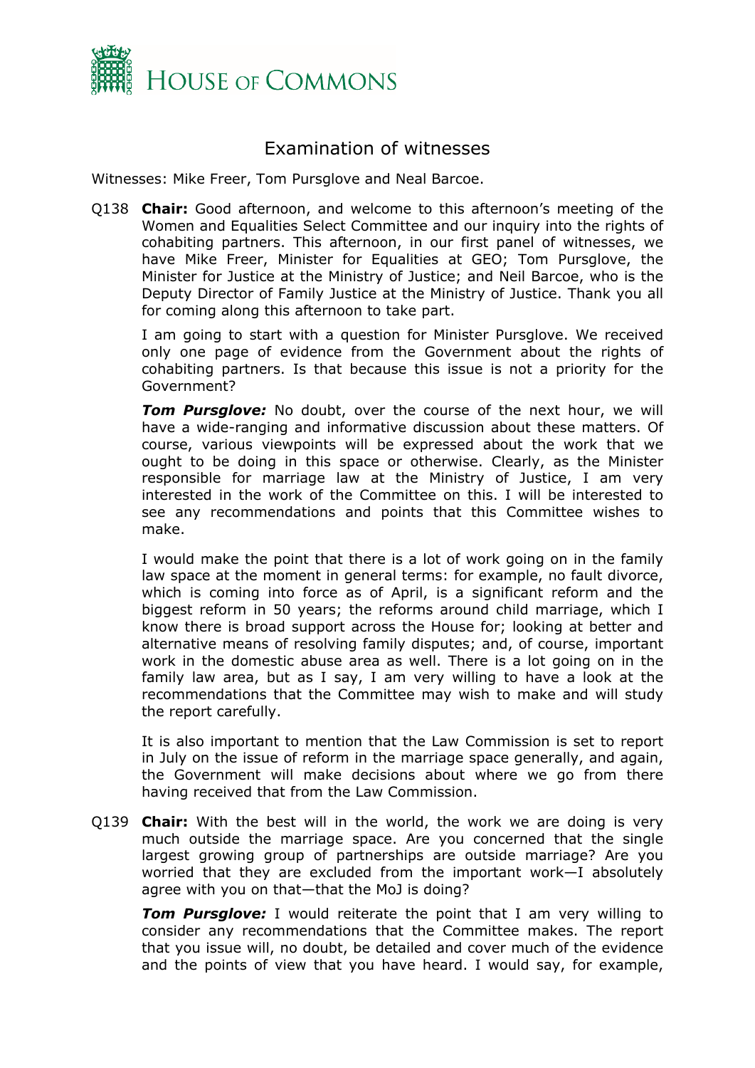# Examination of witnesses

Witnesses: Mike Freer, Tom Pursglove and Neal Barcoe.

Q138 **Chair:** Good afternoon, and welcome to this afternoon's meeting of the Women and Equalities Select Committee and our inquiry into the rights of cohabiting partners. This afternoon, in our first panel of witnesses, we have Mike Freer, Minister for Equalities at GEO; Tom Pursglove, the Minister for Justice at the Ministry of Justice; and Neil Barcoe, who is the Deputy Director of Family Justice at the Ministry of Justice. Thank you all for coming along this afternoon to take part.

I am going to start with a question for Minister Pursglove. We received only one page of evidence from the Government about the rights of cohabiting partners. Is that because this issue is not a priority for the Government?

***Tom Pursglove:*** No doubt, over the course of the next hour, we will have a wide-ranging and informative discussion about these matters. Of course, various viewpoints will be expressed about the work that we ought to be doing in this space or otherwise. Clearly, as the Minister responsible for marriage law at the Ministry of Justice, I am very interested in the work of the Committee on this. I will be interested to see any recommendations and points that this Committee wishes to make.

I would make the point that there is a lot of work going on in the family law space at the moment in general terms: for example, no fault divorce, which is coming into force as of April, is a significant reform and the biggest reform in 50 years; the reforms around child marriage, which I know there is broad support across the House for; looking at better and alternative means of resolving family disputes; and, of course, important work in the domestic abuse area as well. There is a lot going on in the family law area, but as I say, I am very willing to have a look at the recommendations that the Committee may wish to make and will study the report carefully.

It is also important to mention that the Law Commission is set to report in July on the issue of reform in the marriage space generally, and again, the Government will make decisions about where we go from there having received that from the Law Commission.

Q139 **Chair:** With the best will in the world, the work we are doing is very much outside the marriage space. Are you concerned that the single largest growing group of partnerships are outside marriage? Are you worried that they are excluded from the important work—I absolutely agree with you on that—that the MoJ is doing?

***Tom Pursglove:*** I would reiterate the point that I am very willing to consider any recommendations that the Committee makes. The report that you issue will, no doubt, be detailed and cover much of the evidence and the points of view that you have heard. I would say, for example,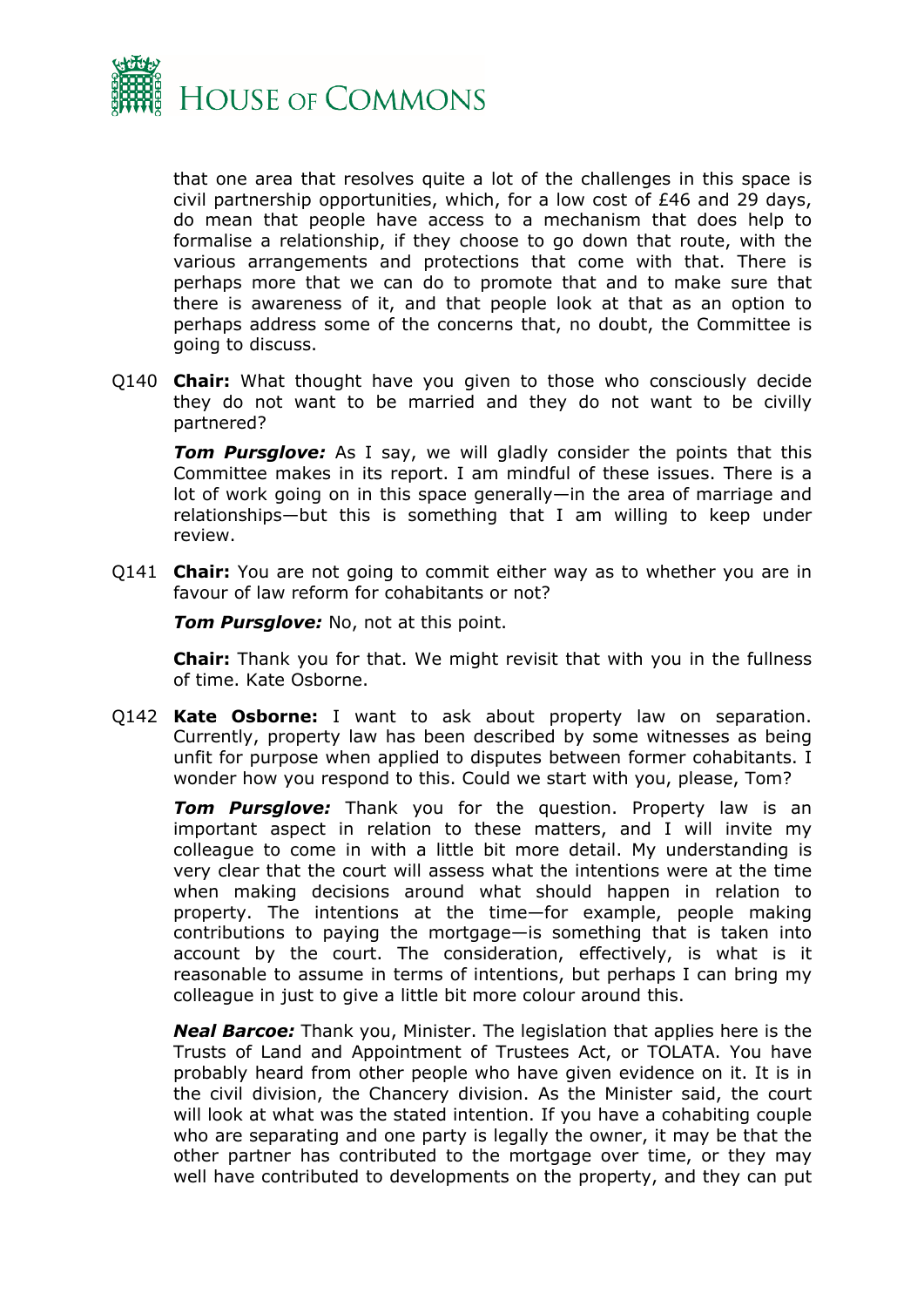that one area that resolves quite a lot of the challenges in this space is civil partnership opportunities, which, for a low cost of £46 and 29 days, do mean that people have access to a mechanism that does help to formalise a relationship, if they choose to go down that route, with the various arrangements and protections that come with that. There is perhaps more that we can do to promote that and to make sure that there is awareness of it, and that people look at that as an option to perhaps address some of the concerns that, no doubt, the Committee is going to discuss.

Q140 **Chair:** What thought have you given to those who consciously decide they do not want to be married and they do not want to be civilly partnered?

***Tom Pursglove:*** As I say, we will gladly consider the points that this Committee makes in its report. I am mindful of these issues. There is a lot of work going on in this space generally—in the area of marriage and relationships—but this is something that I am willing to keep under review.

Q141 **Chair:** You are not going to commit either way as to whether you are in favour of law reform for cohabitants or not?

***Tom Pursglove:*** No, not at this point.

**Chair:** Thank you for that. We might revisit that with you in the fullness of time. Kate Osborne.

Q142 **Kate Osborne:** I want to ask about property law on separation. Currently, property law has been described by some witnesses as being unfit for purpose when applied to disputes between former cohabitants. I wonder how you respond to this. Could we start with you, please, Tom?

***Tom Pursglove:*** Thank you for the question. Property law is an important aspect in relation to these matters, and I will invite my colleague to come in with a little bit more detail. My understanding is very clear that the court will assess what the intentions were at the time when making decisions around what should happen in relation to property. The intentions at the time—for example, people making contributions to paying the mortgage—is something that is taken into account by the court. The consideration, effectively, is what is it reasonable to assume in terms of intentions, but perhaps I can bring my colleague in just to give a little bit more colour around this.

***Neal Barcoe:*** Thank you, Minister. The legislation that applies here is the Trusts of Land and Appointment of Trustees Act, or TOLATA. You have probably heard from other people who have given evidence on it. It is in the civil division, the Chancery division. As the Minister said, the court will look at what was the stated intention. If you have a cohabiting couple who are separating and one party is legally the owner, it may be that the other partner has contributed to the mortgage over time, or they may well have contributed to developments on the property, and they can put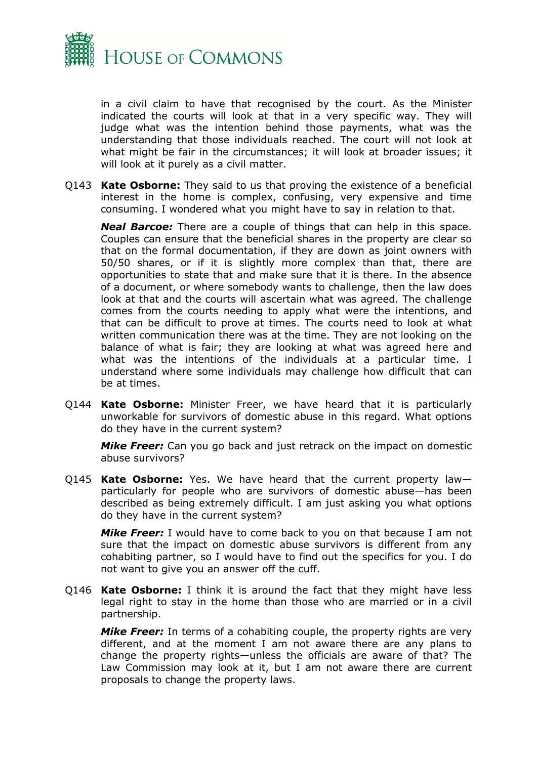in a civil claim to have that recognised by the court. As the Minister indicated the courts will look at that in a very specific way. They will judge what was the intention behind those payments, what was the understanding that those individuals reached. The court will not look at what might be fair in the circumstances; it will look at broader issues; it will look at it purely as a civil matter.

Q143 **Kate Osborne:** They said to us that proving the existence of a beneficial interest in the home is complex, confusing, very expensive and time consuming. I wondered what you might have to say in relation to that.

***Neal Barcoe:*** There are a couple of things that can help in this space. Couples can ensure that the beneficial shares in the property are clear so that on the formal documentation, if they are down as joint owners with 50/50 shares, or if it is slightly more complex than that, there are opportunities to state that and make sure that it is there. In the absence of a document, or where somebody wants to challenge, then the law does look at that and the courts will ascertain what was agreed. The challenge comes from the courts needing to apply what were the intentions, and that can be difficult to prove at times. The courts need to look at what written communication there was at the time. They are not looking on the balance of what is fair; they are looking at what was agreed here and what was the intentions of the individuals at a particular time. I understand where some individuals may challenge how difficult that can be at times.

Q144 **Kate Osborne:** Minister Freer, we have heard that it is particularly unworkable for survivors of domestic abuse in this regard. What options do they have in the current system?

***Mike Freer:*** Can you go back and just retract on the impact on domestic abuse survivors?

Q145 **Kate Osborne:** Yes. We have heard that the current property law—particularly for people who are survivors of domestic abuse—has been described as being extremely difficult. I am just asking you what options do they have in the current system?

***Mike Freer:*** I would have to come back to you on that because I am not sure that the impact on domestic abuse survivors is different from any cohabiting partner, so I would have to find out the specifics for you. I do not want to give you an answer off the cuff.

Q146 **Kate Osborne:** I think it is around the fact that they might have less legal right to stay in the home than those who are married or in a civil partnership.

***Mike Freer:*** In terms of a cohabiting couple, the property rights are very different, and at the moment I am not aware there are any plans to change the property rights—unless the officials are aware of that? The Law Commission may look at it, but I am not aware there are current proposals to change the property laws.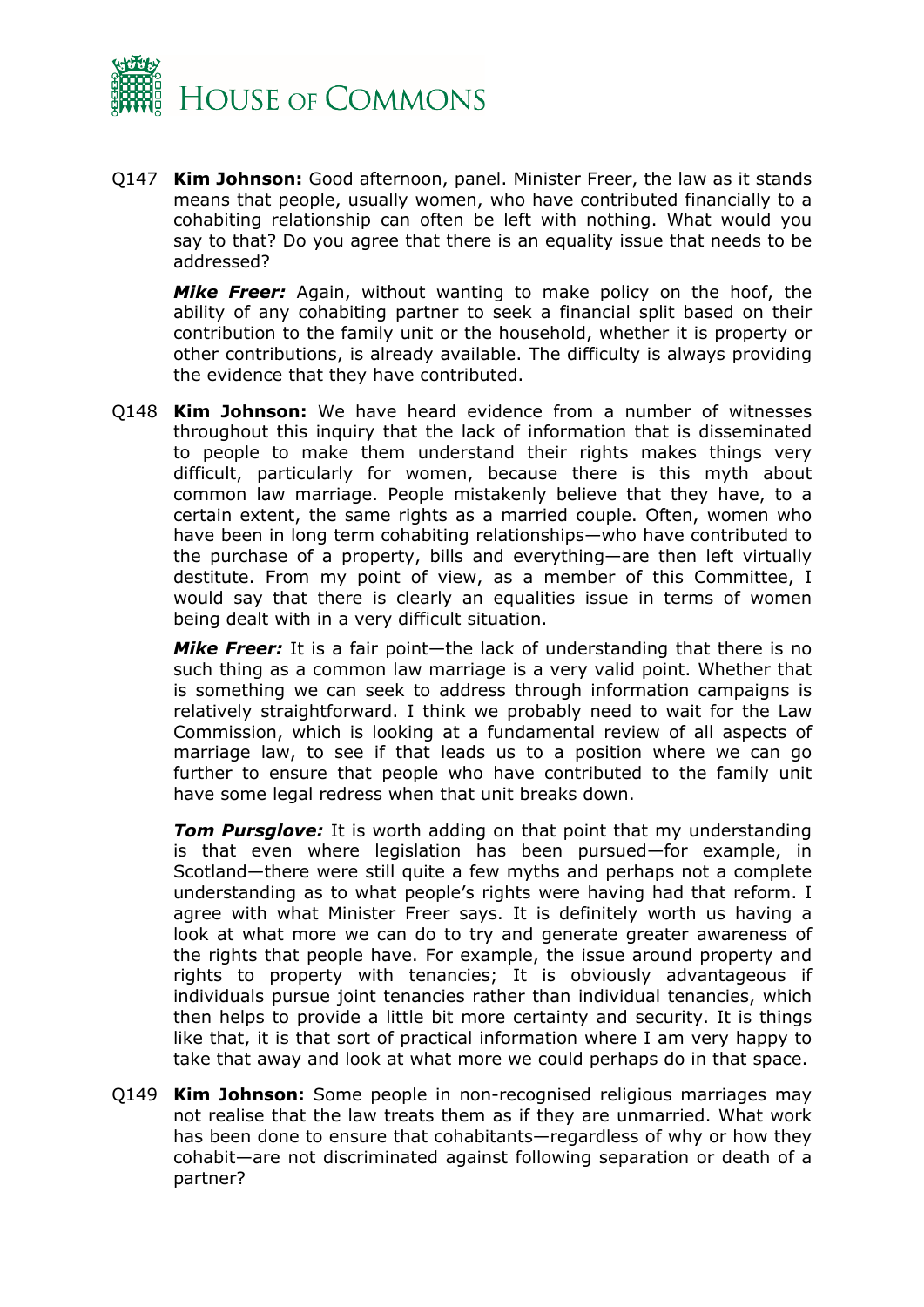Q147 **Kim Johnson:** Good afternoon, panel. Minister Freer, the law as it stands means that people, usually women, who have contributed financially to a cohabiting relationship can often be left with nothing. What would you say to that? Do you agree that there is an equality issue that needs to be addressed?

***Mike Freer:*** Again, without wanting to make policy on the hoof, the ability of any cohabiting partner to seek a financial split based on their contribution to the family unit or the household, whether it is property or other contributions, is already available. The difficulty is always providing the evidence that they have contributed.

Q148 **Kim Johnson:** We have heard evidence from a number of witnesses throughout this inquiry that the lack of information that is disseminated to people to make them understand their rights makes things very difficult, particularly for women, because there is this myth about common law marriage. People mistakenly believe that they have, to a certain extent, the same rights as a married couple. Often, women who have been in long term cohabiting relationships—who have contributed to the purchase of a property, bills and everything—are then left virtually destitute. From my point of view, as a member of this Committee, I would say that there is clearly an equalities issue in terms of women being dealt with in a very difficult situation.

***Mike Freer:*** It is a fair point—the lack of understanding that there is no such thing as a common law marriage is a very valid point. Whether that is something we can seek to address through information campaigns is relatively straightforward. I think we probably need to wait for the Law Commission, which is looking at a fundamental review of all aspects of marriage law, to see if that leads us to a position where we can go further to ensure that people who have contributed to the family unit have some legal redress when that unit breaks down.

***Tom Pursglove:*** It is worth adding on that point that my understanding is that even where legislation has been pursued—for example, in Scotland—there were still quite a few myths and perhaps not a complete understanding as to what people's rights were having had that reform. I agree with what Minister Freer says. It is definitely worth us having a look at what more we can do to try and generate greater awareness of the rights that people have. For example, the issue around property and rights to property with tenancies; It is obviously advantageous if individuals pursue joint tenancies rather than individual tenancies, which then helps to provide a little bit more certainty and security. It is things like that, it is that sort of practical information where I am very happy to take that away and look at what more we could perhaps do in that space.

Q149 **Kim Johnson:** Some people in non-recognised religious marriages may not realise that the law treats them as if they are unmarried. What work has been done to ensure that cohabitants—regardless of why or how they cohabit—are not discriminated against following separation or death of a partner?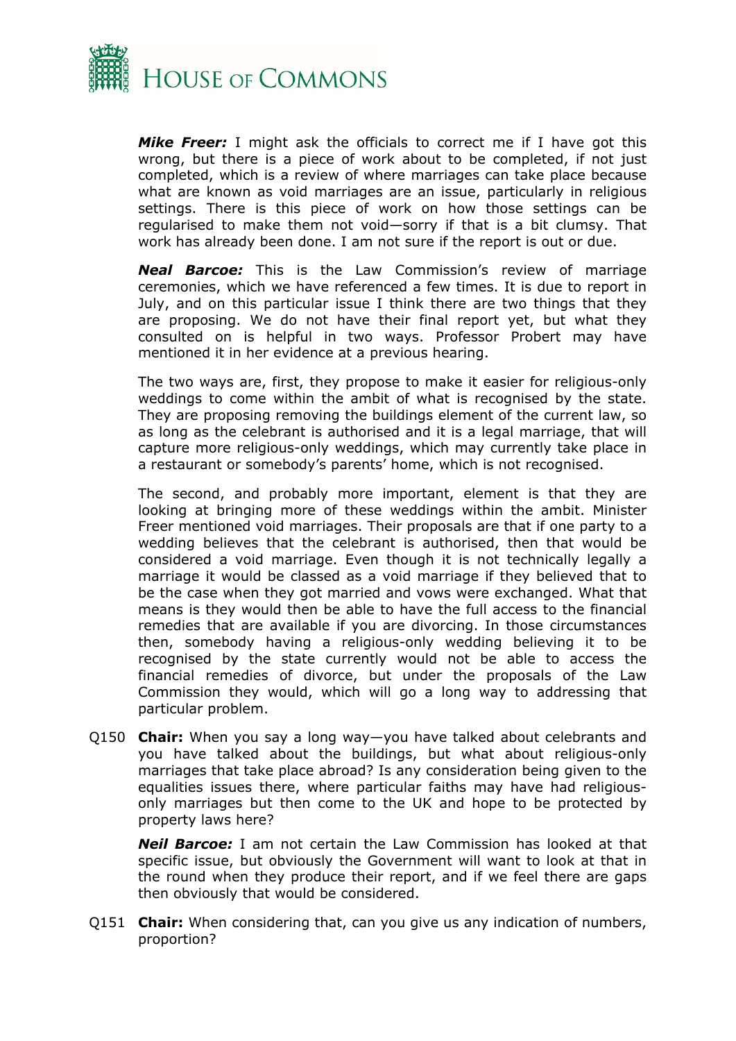***Mike Freer:*** I might ask the officials to correct me if I have got this wrong, but there is a piece of work about to be completed, if not just completed, which is a review of where marriages can take place because what are known as void marriages are an issue, particularly in religious settings. There is this piece of work on how those settings can be regularised to make them not void—sorry if that is a bit clumsy. That work has already been done. I am not sure if the report is out or due.

***Neal Barcoe:*** This is the Law Commission's review of marriage ceremonies, which we have referenced a few times. It is due to report in July, and on this particular issue I think there are two things that they are proposing. We do not have their final report yet, but what they consulted on is helpful in two ways. Professor Probert may have mentioned it in her evidence at a previous hearing.

The two ways are, first, they propose to make it easier for religious-only weddings to come within the ambit of what is recognised by the state. They are proposing removing the buildings element of the current law, so as long as the celebrant is authorised and it is a legal marriage, that will capture more religious-only weddings, which may currently take place in a restaurant or somebody's parents' home, which is not recognised.

The second, and probably more important, element is that they are looking at bringing more of these weddings within the ambit. Minister Freer mentioned void marriages. Their proposals are that if one party to a wedding believes that the celebrant is authorised, then that would be considered a void marriage. Even though it is not technically legally a marriage it would be classed as a void marriage if they believed that to be the case when they got married and vows were exchanged. What that means is they would then be able to have the full access to the financial remedies that are available if you are divorcing. In those circumstances then, somebody having a religious-only wedding believing it to be recognised by the state currently would not be able to access the financial remedies of divorce, but under the proposals of the Law Commission they would, which will go a long way to addressing that particular problem.

Q150 **Chair:** When you say a long way—you have talked about celebrants and you have talked about the buildings, but what about religious-only marriages that take place abroad? Is any consideration being given to the equalities issues there, where particular faiths may have had religious-only marriages but then come to the UK and hope to be protected by property laws here?

***Neil Barcoe:*** I am not certain the Law Commission has looked at that specific issue, but obviously the Government will want to look at that in the round when they produce their report, and if we feel there are gaps then obviously that would be considered.

Q151 **Chair:** When considering that, can you give us any indication of numbers, proportion?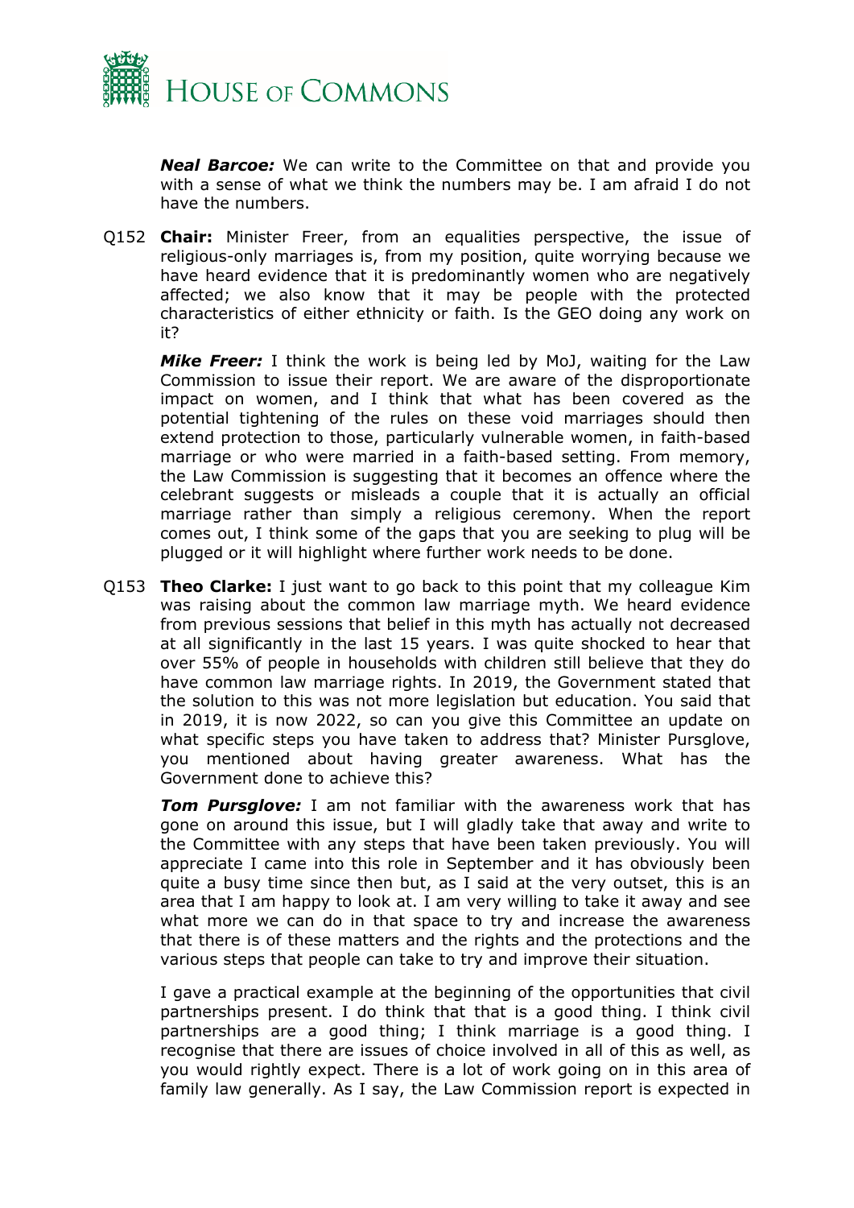***Neal Barcoe:*** We can write to the Committee on that and provide you with a sense of what we think the numbers may be. I am afraid I do not have the numbers.

Q152 **Chair:** Minister Freer, from an equalities perspective, the issue of religious-only marriages is, from my position, quite worrying because we have heard evidence that it is predominantly women who are negatively affected; we also know that it may be people with the protected characteristics of either ethnicity or faith. Is the GEO doing any work on it?

***Mike Freer:*** I think the work is being led by MoJ, waiting for the Law Commission to issue their report. We are aware of the disproportionate impact on women, and I think that what has been covered as the potential tightening of the rules on these void marriages should then extend protection to those, particularly vulnerable women, in faith-based marriage or who were married in a faith-based setting. From memory, the Law Commission is suggesting that it becomes an offence where the celebrant suggests or misleads a couple that it is actually an official marriage rather than simply a religious ceremony. When the report comes out, I think some of the gaps that you are seeking to plug will be plugged or it will highlight where further work needs to be done.

Q153 **Theo Clarke:** I just want to go back to this point that my colleague Kim was raising about the common law marriage myth. We heard evidence from previous sessions that belief in this myth has actually not decreased at all significantly in the last 15 years. I was quite shocked to hear that over 55% of people in households with children still believe that they do have common law marriage rights. In 2019, the Government stated that the solution to this was not more legislation but education. You said that in 2019, it is now 2022, so can you give this Committee an update on what specific steps you have taken to address that? Minister Pursglove, you mentioned about having greater awareness. What has the Government done to achieve this?

***Tom Pursglove:*** I am not familiar with the awareness work that has gone on around this issue, but I will gladly take that away and write to the Committee with any steps that have been taken previously. You will appreciate I came into this role in September and it has obviously been quite a busy time since then but, as I said at the very outset, this is an area that I am happy to look at. I am very willing to take it away and see what more we can do in that space to try and increase the awareness that there is of these matters and the rights and the protections and the various steps that people can take to try and improve their situation.

I gave a practical example at the beginning of the opportunities that civil partnerships present. I do think that that is a good thing. I think civil partnerships are a good thing; I think marriage is a good thing. I recognise that there are issues of choice involved in all of this as well, as you would rightly expect. There is a lot of work going on in this area of family law generally. As I say, the Law Commission report is expected in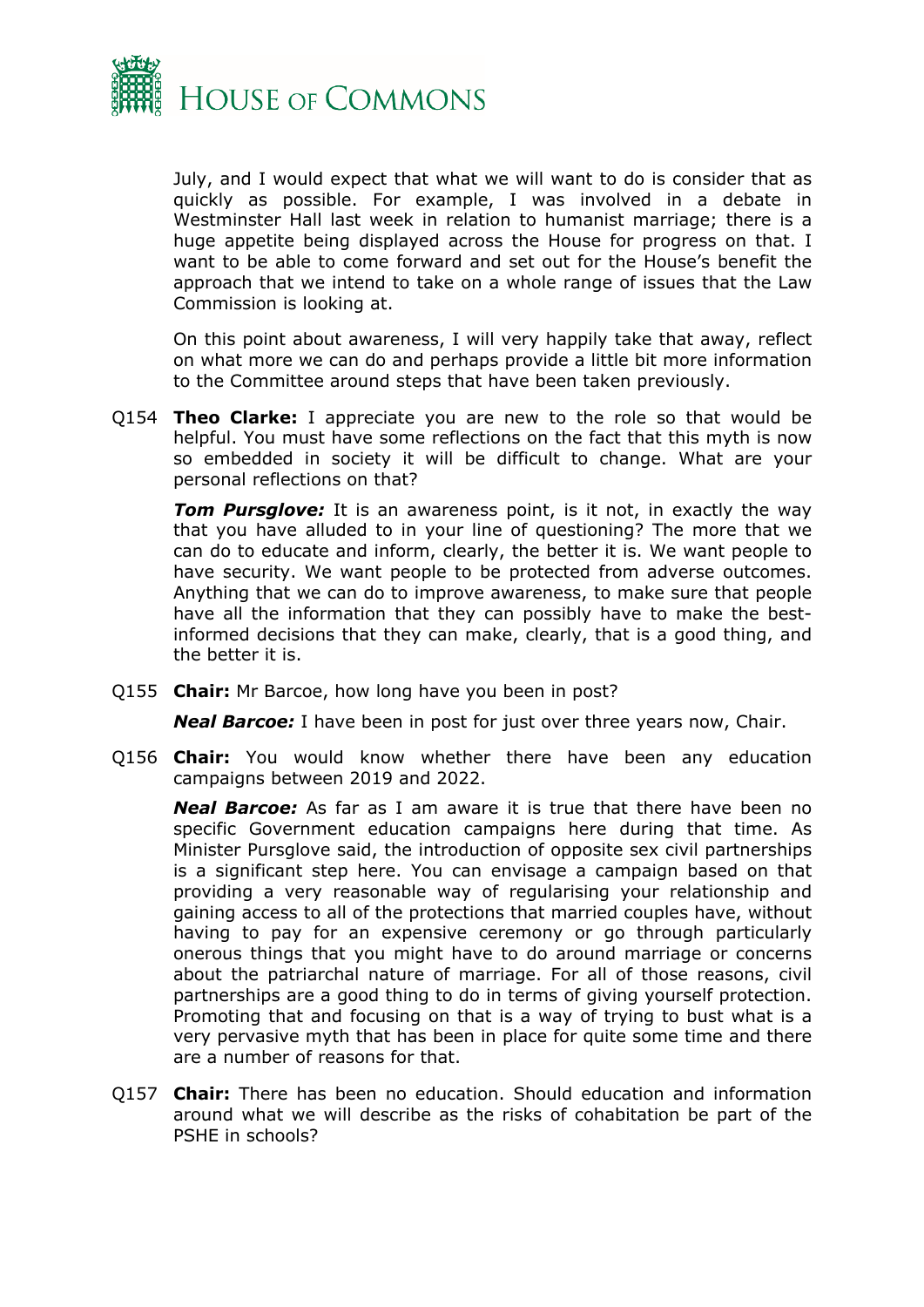July, and I would expect that what we will want to do is consider that as quickly as possible. For example, I was involved in a debate in Westminster Hall last week in relation to humanist marriage; there is a huge appetite being displayed across the House for progress on that. I want to be able to come forward and set out for the House's benefit the approach that we intend to take on a whole range of issues that the Law Commission is looking at.

On this point about awareness, I will very happily take that away, reflect on what more we can do and perhaps provide a little bit more information to the Committee around steps that have been taken previously.

Q154 **Theo Clarke:** I appreciate you are new to the role so that would be helpful. You must have some reflections on the fact that this myth is now so embedded in society it will be difficult to change. What are your personal reflections on that?

***Tom Pursglove:*** It is an awareness point, is it not, in exactly the way that you have alluded to in your line of questioning? The more that we can do to educate and inform, clearly, the better it is. We want people to have security. We want people to be protected from adverse outcomes. Anything that we can do to improve awareness, to make sure that people have all the information that they can possibly have to make the best-informed decisions that they can make, clearly, that is a good thing, and the better it is.

Q155 **Chair:** Mr Barcoe, how long have you been in post?

***Neal Barcoe:*** I have been in post for just over three years now, Chair.

Q156 **Chair:** You would know whether there have been any education campaigns between 2019 and 2022.

***Neal Barcoe:*** As far as I am aware it is true that there have been no specific Government education campaigns here during that time. As Minister Pursglove said, the introduction of opposite sex civil partnerships is a significant step here. You can envisage a campaign based on that providing a very reasonable way of regularising your relationship and gaining access to all of the protections that married couples have, without having to pay for an expensive ceremony or go through particularly onerous things that you might have to do around marriage or concerns about the patriarchal nature of marriage. For all of those reasons, civil partnerships are a good thing to do in terms of giving yourself protection. Promoting that and focusing on that is a way of trying to bust what is a very pervasive myth that has been in place for quite some time and there are a number of reasons for that.

Q157 **Chair:** There has been no education. Should education and information around what we will describe as the risks of cohabitation be part of the PSHE in schools?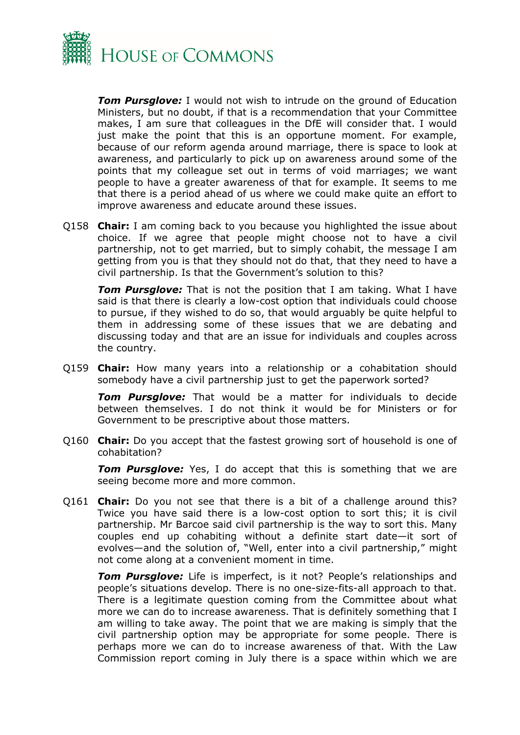***Tom Pursglove:*** I would not wish to intrude on the ground of Education Ministers, but no doubt, if that is a recommendation that your Committee makes, I am sure that colleagues in the DfE will consider that. I would just make the point that this is an opportune moment. For example, because of our reform agenda around marriage, there is space to look at awareness, and particularly to pick up on awareness around some of the points that my colleague set out in terms of void marriages; we want people to have a greater awareness of that for example. It seems to me that there is a period ahead of us where we could make quite an effort to improve awareness and educate around these issues.

Q158 **Chair:** I am coming back to you because you highlighted the issue about choice. If we agree that people might choose not to have a civil partnership, not to get married, but to simply cohabit, the message I am getting from you is that they should not do that, that they need to have a civil partnership. Is that the Government's solution to this?

***Tom Pursglove:*** That is not the position that I am taking. What I have said is that there is clearly a low-cost option that individuals could choose to pursue, if they wished to do so, that would arguably be quite helpful to them in addressing some of these issues that we are debating and discussing today and that are an issue for individuals and couples across the country.

Q159 **Chair:** How many years into a relationship or a cohabitation should somebody have a civil partnership just to get the paperwork sorted?

***Tom Pursglove:*** That would be a matter for individuals to decide between themselves. I do not think it would be for Ministers or for Government to be prescriptive about those matters.

Q160 **Chair:** Do you accept that the fastest growing sort of household is one of cohabitation?

***Tom Pursglove:*** Yes, I do accept that this is something that we are seeing become more and more common.

Q161 **Chair:** Do you not see that there is a bit of a challenge around this? Twice you have said there is a low-cost option to sort this; it is civil partnership. Mr Barcoe said civil partnership is the way to sort this. Many couples end up cohabiting without a definite start date—it sort of evolves—and the solution of, "Well, enter into a civil partnership," might not come along at a convenient moment in time.

***Tom Pursglove:*** Life is imperfect, is it not? People's relationships and people's situations develop. There is no one-size-fits-all approach to that. There is a legitimate question coming from the Committee about what more we can do to increase awareness. That is definitely something that I am willing to take away. The point that we are making is simply that the civil partnership option may be appropriate for some people. There is perhaps more we can do to increase awareness of that. With the Law Commission report coming in July there is a space within which we are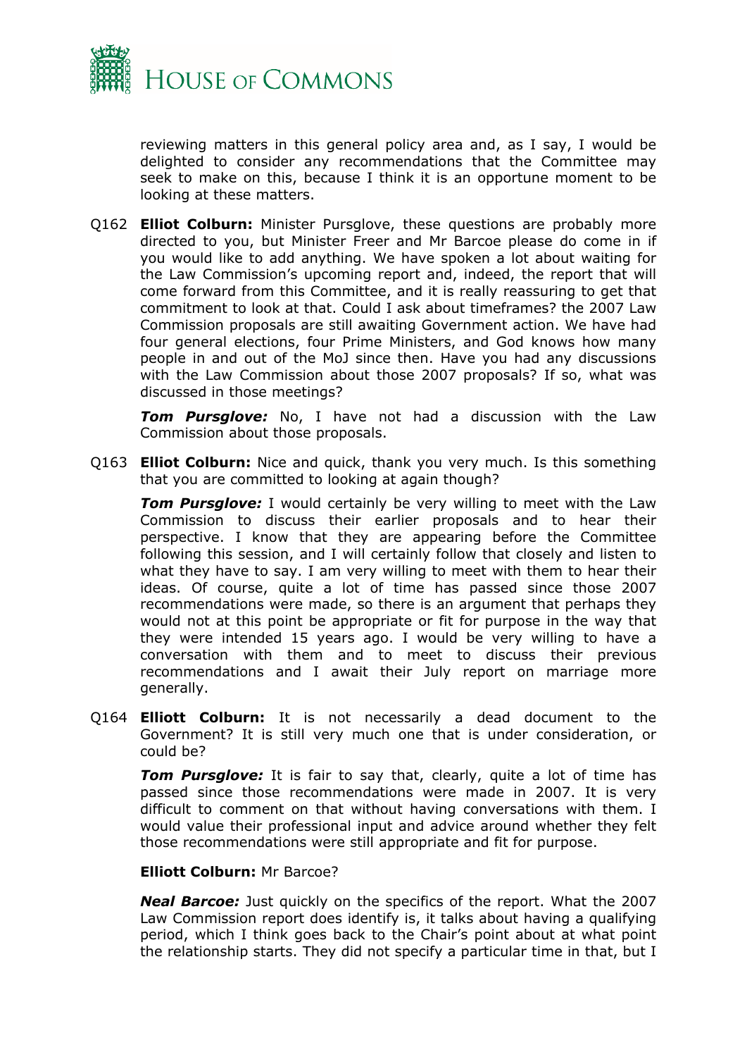reviewing matters in this general policy area and, as I say, I would be delighted to consider any recommendations that the Committee may seek to make on this, because I think it is an opportune moment to be looking at these matters.

Q162 **Elliot Colburn:** Minister Pursglove, these questions are probably more directed to you, but Minister Freer and Mr Barcoe please do come in if you would like to add anything. We have spoken a lot about waiting for the Law Commission's upcoming report and, indeed, the report that will come forward from this Committee, and it is really reassuring to get that commitment to look at that. Could I ask about timeframes? the 2007 Law Commission proposals are still awaiting Government action. We have had four general elections, four Prime Ministers, and God knows how many people in and out of the MoJ since then. Have you had any discussions with the Law Commission about those 2007 proposals? If so, what was discussed in those meetings?

***Tom Pursglove:*** No, I have not had a discussion with the Law Commission about those proposals.

Q163 **Elliot Colburn:** Nice and quick, thank you very much. Is this something that you are committed to looking at again though?

***Tom Pursglove:*** I would certainly be very willing to meet with the Law Commission to discuss their earlier proposals and to hear their perspective. I know that they are appearing before the Committee following this session, and I will certainly follow that closely and listen to what they have to say. I am very willing to meet with them to hear their ideas. Of course, quite a lot of time has passed since those 2007 recommendations were made, so there is an argument that perhaps they would not at this point be appropriate or fit for purpose in the way that they were intended 15 years ago. I would be very willing to have a conversation with them and to meet to discuss their previous recommendations and I await their July report on marriage more generally.

Q164 **Elliott Colburn:** It is not necessarily a dead document to the Government? It is still very much one that is under consideration, or could be?

***Tom Pursglove:*** It is fair to say that, clearly, quite a lot of time has passed since those recommendations were made in 2007. It is very difficult to comment on that without having conversations with them. I would value their professional input and advice around whether they felt those recommendations were still appropriate and fit for purpose.

**Elliott Colburn:** Mr Barcoe?

***Neal Barcoe:*** Just quickly on the specifics of the report. What the 2007 Law Commission report does identify is, it talks about having a qualifying period, which I think goes back to the Chair's point about at what point the relationship starts. They did not specify a particular time in that, but I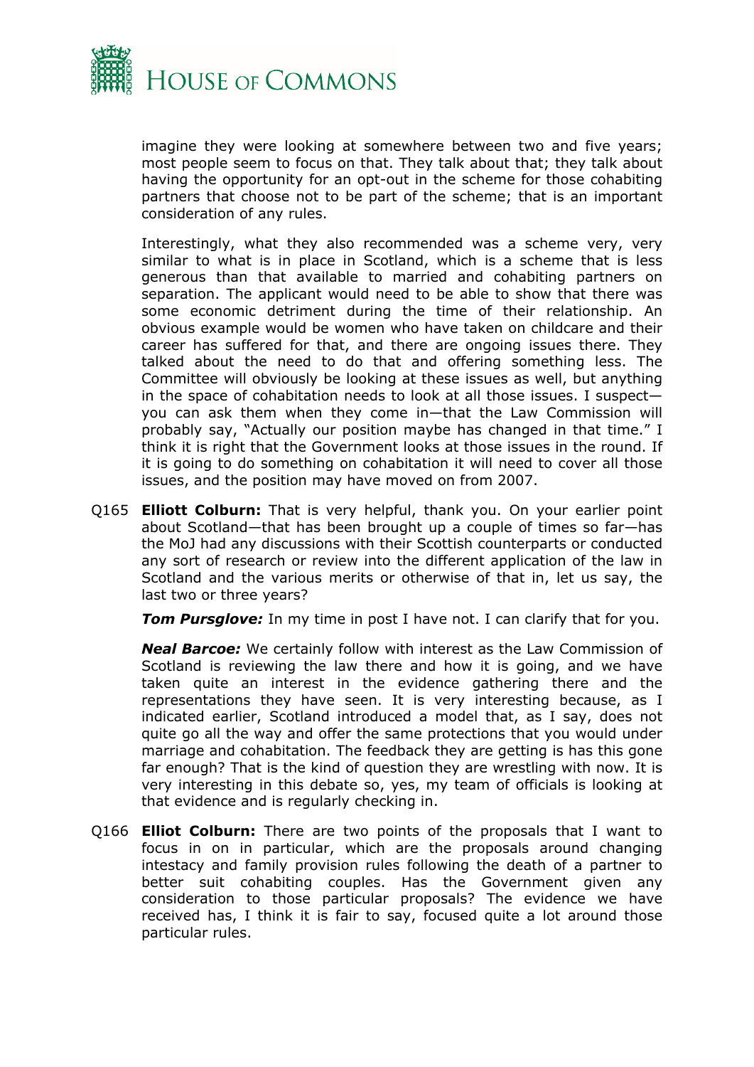imagine they were looking at somewhere between two and five years; most people seem to focus on that. They talk about that; they talk about having the opportunity for an opt-out in the scheme for those cohabiting partners that choose not to be part of the scheme; that is an important consideration of any rules.

Interestingly, what they also recommended was a scheme very, very similar to what is in place in Scotland, which is a scheme that is less generous than that available to married and cohabiting partners on separation. The applicant would need to be able to show that there was some economic detriment during the time of their relationship. An obvious example would be women who have taken on childcare and their career has suffered for that, and there are ongoing issues there. They talked about the need to do that and offering something less. The Committee will obviously be looking at these issues as well, but anything in the space of cohabitation needs to look at all those issues. I suspect—you can ask them when they come in—that the Law Commission will probably say, "Actually our position maybe has changed in that time." I think it is right that the Government looks at those issues in the round. If it is going to do something on cohabitation it will need to cover all those issues, and the position may have moved on from 2007.

Q165 **Elliott Colburn:** That is very helpful, thank you. On your earlier point about Scotland—that has been brought up a couple of times so far—has the MoJ had any discussions with their Scottish counterparts or conducted any sort of research or review into the different application of the law in Scotland and the various merits or otherwise of that in, let us say, the last two or three years?

***Tom Pursglove:*** In my time in post I have not. I can clarify that for you.

***Neal Barcoe:*** We certainly follow with interest as the Law Commission of Scotland is reviewing the law there and how it is going, and we have taken quite an interest in the evidence gathering there and the representations they have seen. It is very interesting because, as I indicated earlier, Scotland introduced a model that, as I say, does not quite go all the way and offer the same protections that you would under marriage and cohabitation. The feedback they are getting is has this gone far enough? That is the kind of question they are wrestling with now. It is very interesting in this debate so, yes, my team of officials is looking at that evidence and is regularly checking in.

Q166 **Elliot Colburn:** There are two points of the proposals that I want to focus in on in particular, which are the proposals around changing intestacy and family provision rules following the death of a partner to better suit cohabiting couples. Has the Government given any consideration to those particular proposals? The evidence we have received has, I think it is fair to say, focused quite a lot around those particular rules.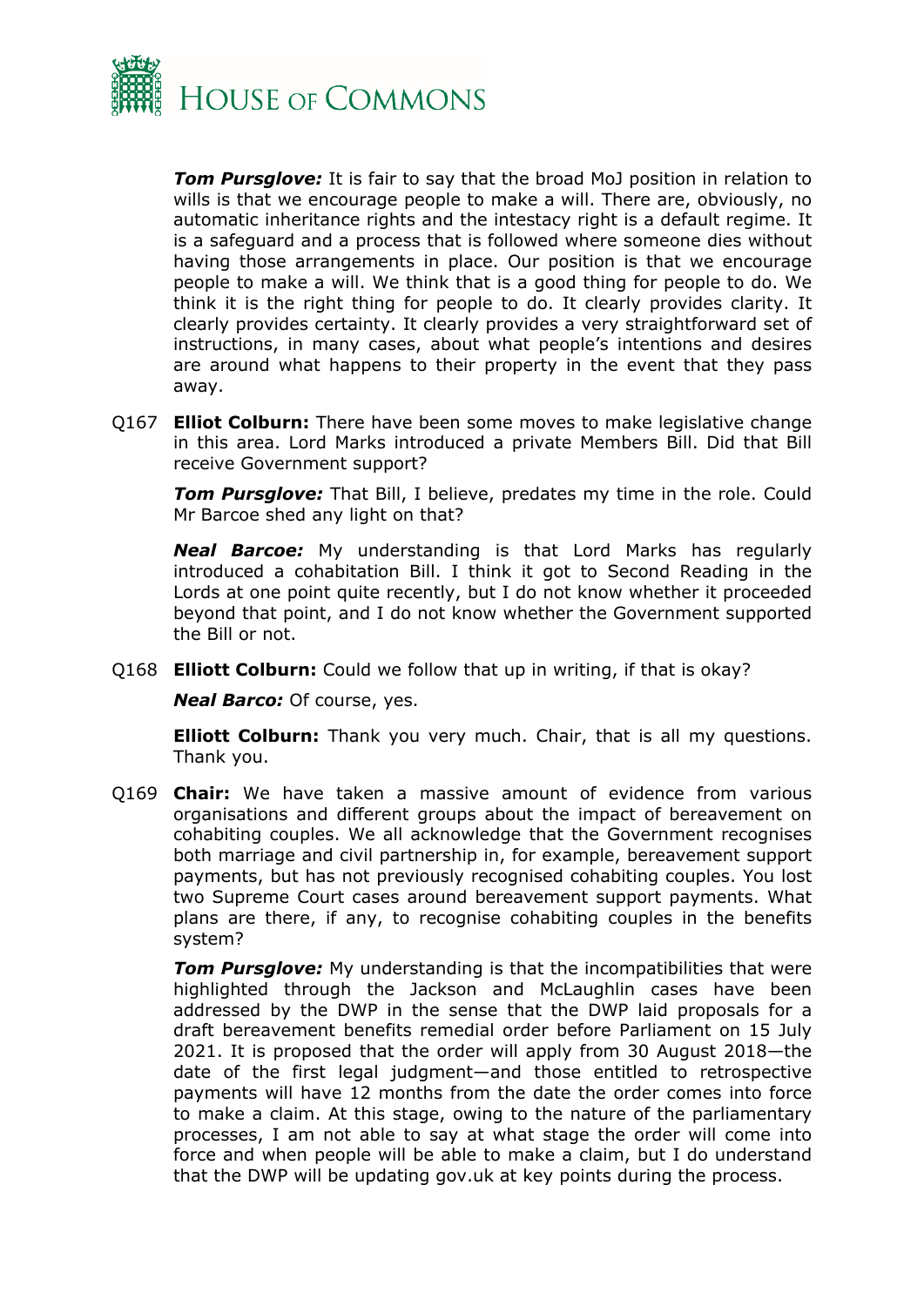***Tom Pursglove:*** It is fair to say that the broad MoJ position in relation to wills is that we encourage people to make a will. There are, obviously, no automatic inheritance rights and the intestacy right is a default regime. It is a safeguard and a process that is followed where someone dies without having those arrangements in place. Our position is that we encourage people to make a will. We think that is a good thing for people to do. We think it is the right thing for people to do. It clearly provides clarity. It clearly provides certainty. It clearly provides a very straightforward set of instructions, in many cases, about what people's intentions and desires are around what happens to their property in the event that they pass away.

Q167 **Elliot Colburn:** There have been some moves to make legislative change in this area. Lord Marks introduced a private Members Bill. Did that Bill receive Government support?

***Tom Pursglove:*** That Bill, I believe, predates my time in the role. Could Mr Barcoe shed any light on that?

***Neal Barcoe:*** My understanding is that Lord Marks has regularly introduced a cohabitation Bill. I think it got to Second Reading in the Lords at one point quite recently, but I do not know whether it proceeded beyond that point, and I do not know whether the Government supported the Bill or not.

Q168 **Elliott Colburn:** Could we follow that up in writing, if that is okay?

***Neal Barco:*** Of course, yes.

**Elliott Colburn:** Thank you very much. Chair, that is all my questions. Thank you.

Q169 **Chair:** We have taken a massive amount of evidence from various organisations and different groups about the impact of bereavement on cohabiting couples. We all acknowledge that the Government recognises both marriage and civil partnership in, for example, bereavement support payments, but has not previously recognised cohabiting couples. You lost two Supreme Court cases around bereavement support payments. What plans are there, if any, to recognise cohabiting couples in the benefits system?

***Tom Pursglove:*** My understanding is that the incompatibilities that were highlighted through the Jackson and McLaughlin cases have been addressed by the DWP in the sense that the DWP laid proposals for a draft bereavement benefits remedial order before Parliament on 15 July 2021. It is proposed that the order will apply from 30 August 2018—the date of the first legal judgment—and those entitled to retrospective payments will have 12 months from the date the order comes into force to make a claim. At this stage, owing to the nature of the parliamentary processes, I am not able to say at what stage the order will come into force and when people will be able to make a claim, but I do understand that the DWP will be updating gov.uk at key points during the process.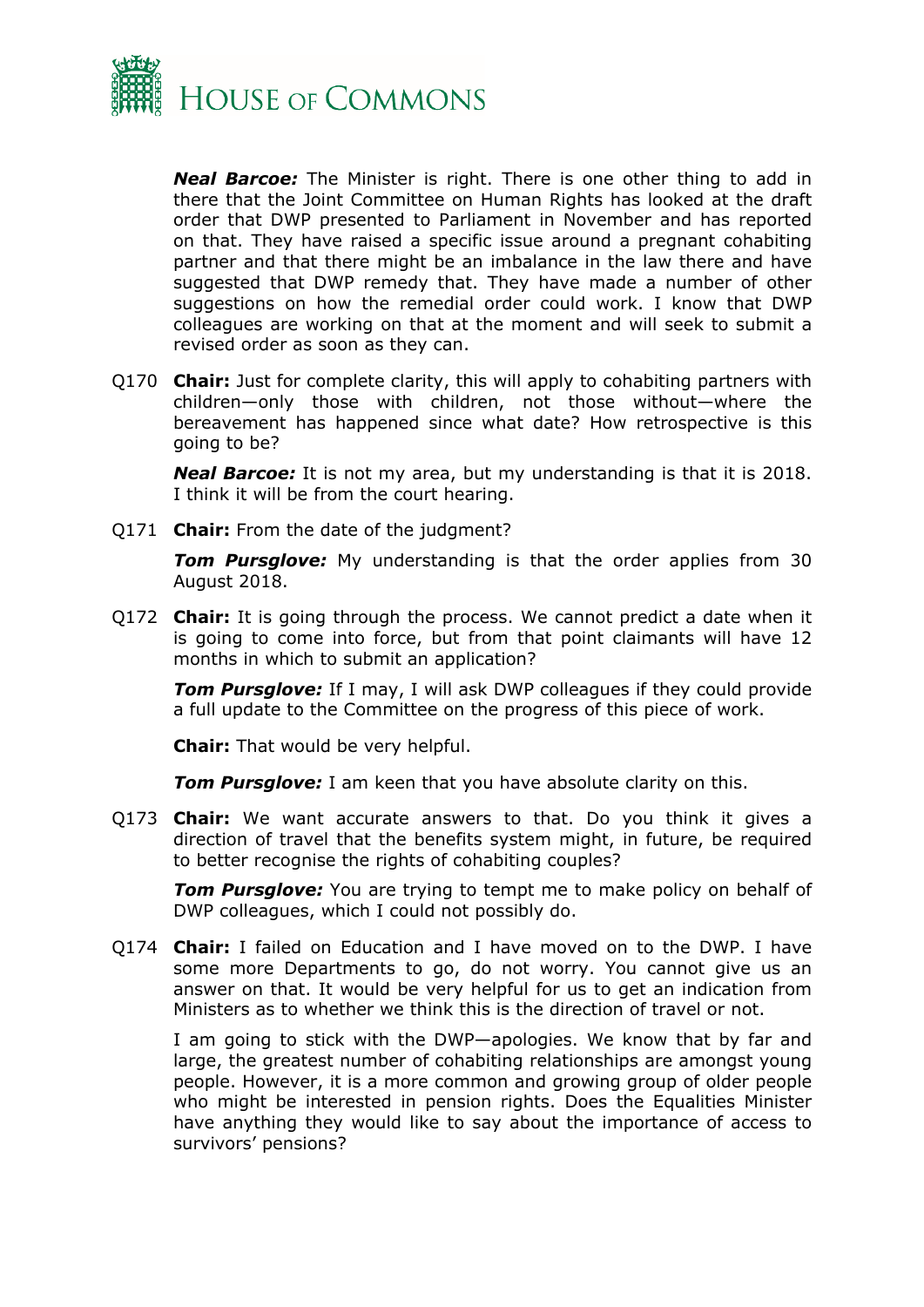***Neal Barcoe:*** The Minister is right. There is one other thing to add in there that the Joint Committee on Human Rights has looked at the draft order that DWP presented to Parliament in November and has reported on that. They have raised a specific issue around a pregnant cohabiting partner and that there might be an imbalance in the law there and have suggested that DWP remedy that. They have made a number of other suggestions on how the remedial order could work. I know that DWP colleagues are working on that at the moment and will seek to submit a revised order as soon as they can.

Q170 **Chair:** Just for complete clarity, this will apply to cohabiting partners with children—only those with children, not those without—where the bereavement has happened since what date? How retrospective is this going to be?

***Neal Barcoe:*** It is not my area, but my understanding is that it is 2018. I think it will be from the court hearing.

Q171 **Chair:** From the date of the judgment?

***Tom Pursglove:*** My understanding is that the order applies from 30 August 2018.

Q172 **Chair:** It is going through the process. We cannot predict a date when it is going to come into force, but from that point claimants will have 12 months in which to submit an application?

***Tom Pursglove:*** If I may, I will ask DWP colleagues if they could provide a full update to the Committee on the progress of this piece of work.

**Chair:** That would be very helpful.

***Tom Pursglove:*** I am keen that you have absolute clarity on this.

Q173 **Chair:** We want accurate answers to that. Do you think it gives a direction of travel that the benefits system might, in future, be required to better recognise the rights of cohabiting couples?

***Tom Pursglove:*** You are trying to tempt me to make policy on behalf of DWP colleagues, which I could not possibly do.

Q174 **Chair:** I failed on Education and I have moved on to the DWP. I have some more Departments to go, do not worry. You cannot give us an answer on that. It would be very helpful for us to get an indication from Ministers as to whether we think this is the direction of travel or not.

I am going to stick with the DWP—apologies. We know that by far and large, the greatest number of cohabiting relationships are amongst young people. However, it is a more common and growing group of older people who might be interested in pension rights. Does the Equalities Minister have anything they would like to say about the importance of access to survivors' pensions?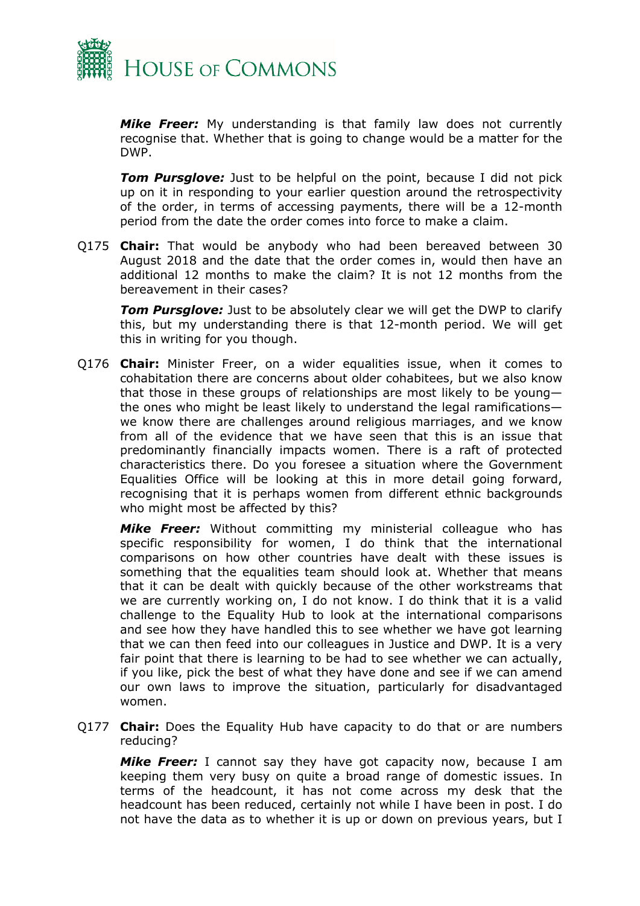***Mike Freer:*** My understanding is that family law does not currently recognise that. Whether that is going to change would be a matter for the DWP.

***Tom Pursglove:*** Just to be helpful on the point, because I did not pick up on it in responding to your earlier question around the retrospectivity of the order, in terms of accessing payments, there will be a 12-month period from the date the order comes into force to make a claim.

Q175 **Chair:** That would be anybody who had been bereaved between 30 August 2018 and the date that the order comes in, would then have an additional 12 months to make the claim? It is not 12 months from the bereavement in their cases?

***Tom Pursglove:*** Just to be absolutely clear we will get the DWP to clarify this, but my understanding there is that 12-month period. We will get this in writing for you though.

Q176 **Chair:** Minister Freer, on a wider equalities issue, when it comes to cohabitation there are concerns about older cohabitees, but we also know that those in these groups of relationships are most likely to be young—the ones who might be least likely to understand the legal ramifications—we know there are challenges around religious marriages, and we know from all of the evidence that we have seen that this is an issue that predominantly financially impacts women. There is a raft of protected characteristics there. Do you foresee a situation where the Government Equalities Office will be looking at this in more detail going forward, recognising that it is perhaps women from different ethnic backgrounds who might most be affected by this?

***Mike Freer:*** Without committing my ministerial colleague who has specific responsibility for women, I do think that the international comparisons on how other countries have dealt with these issues is something that the equalities team should look at. Whether that means that it can be dealt with quickly because of the other workstreams that we are currently working on, I do not know. I do think that it is a valid challenge to the Equality Hub to look at the international comparisons and see how they have handled this to see whether we have got learning that we can then feed into our colleagues in Justice and DWP. It is a very fair point that there is learning to be had to see whether we can actually, if you like, pick the best of what they have done and see if we can amend our own laws to improve the situation, particularly for disadvantaged women.

Q177 **Chair:** Does the Equality Hub have capacity to do that or are numbers reducing?

***Mike Freer:*** I cannot say they have got capacity now, because I am keeping them very busy on quite a broad range of domestic issues. In terms of the headcount, it has not come across my desk that the headcount has been reduced, certainly not while I have been in post. I do not have the data as to whether it is up or down on previous years, but I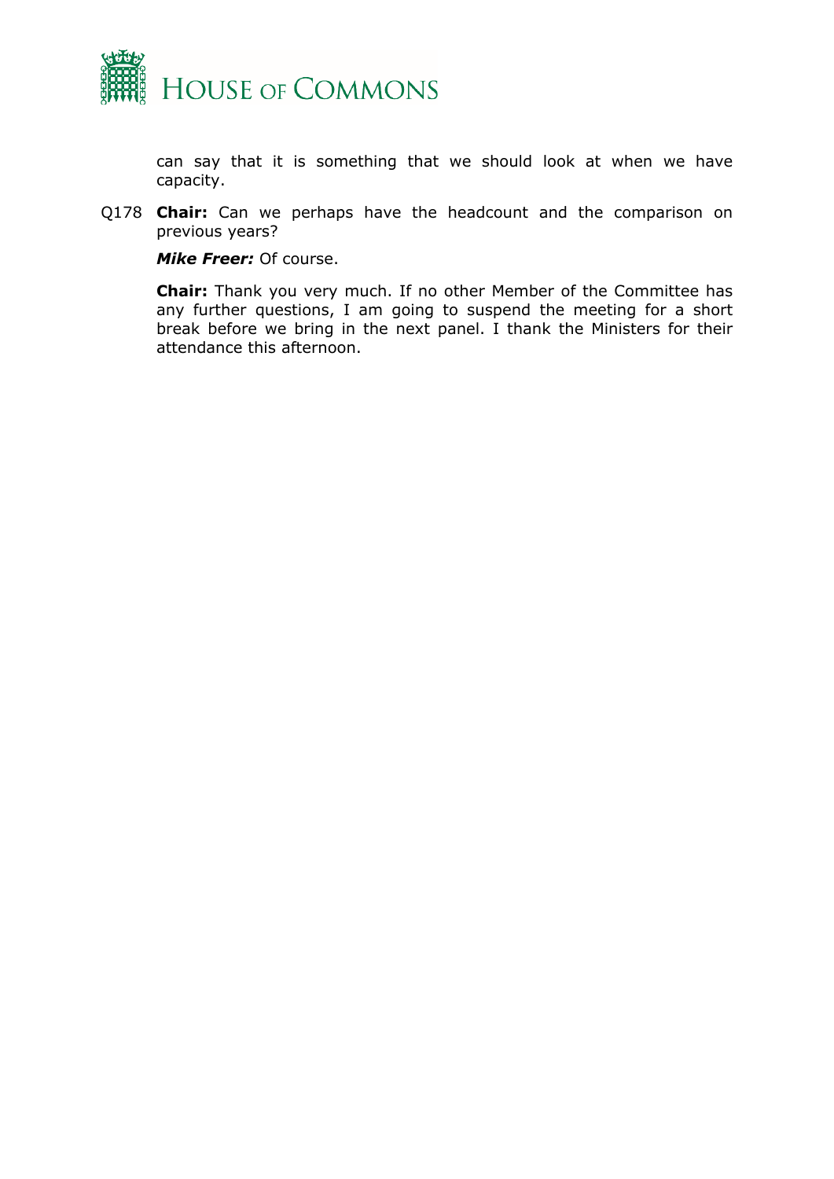can say that it is something that we should look at when we have capacity.

Q178 **Chair:** Can we perhaps have the headcount and the comparison on previous years?

***Mike Freer:*** Of course.

**Chair:** Thank you very much. If no other Member of the Committee has any further questions, I am going to suspend the meeting for a short break before we bring in the next panel. I thank the Ministers for their attendance this afternoon.